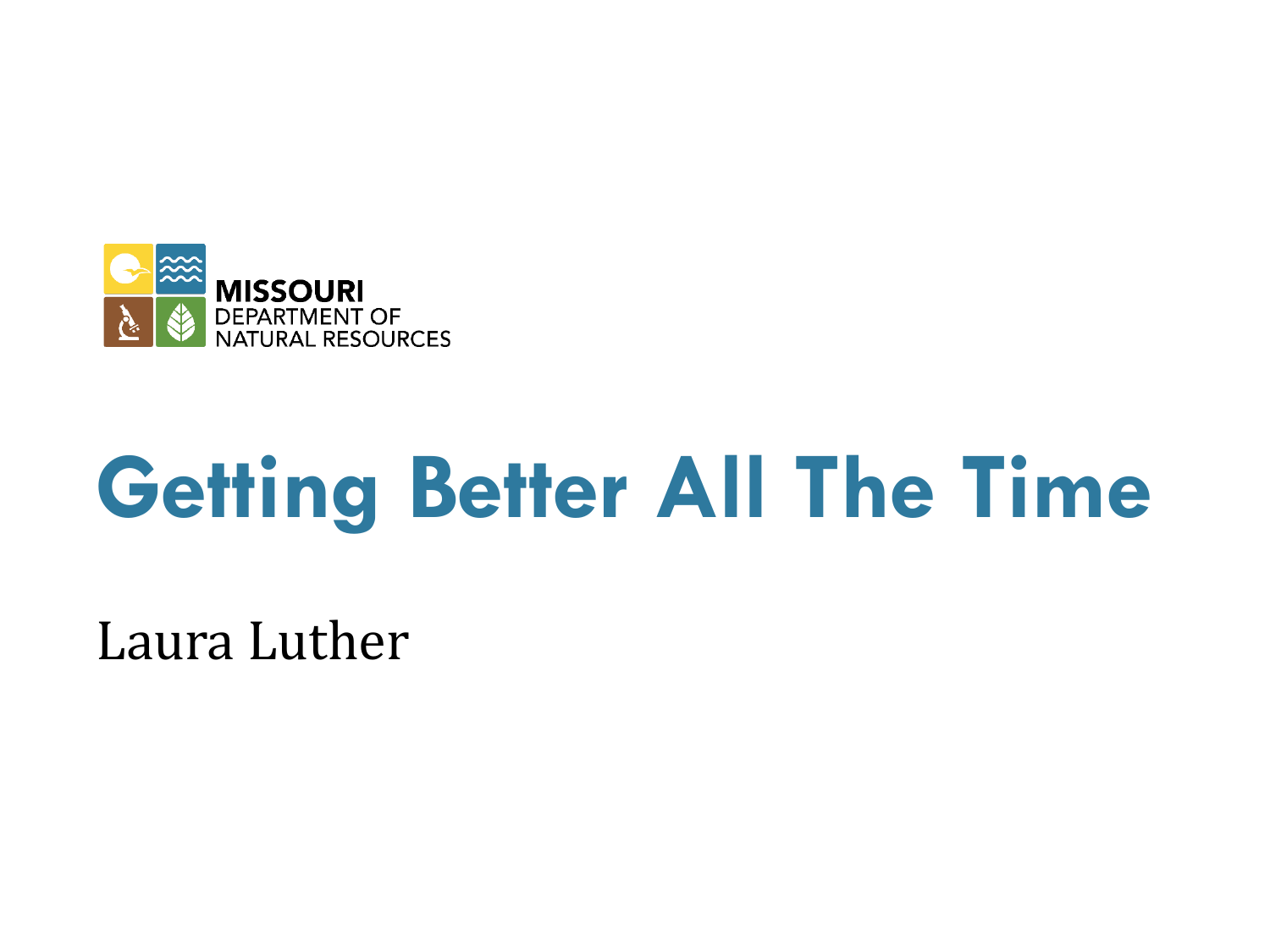MISSOURI
DEPARTMENT OF
NATURAL RESOURCES

# Getting Better All The Time

Laura Luther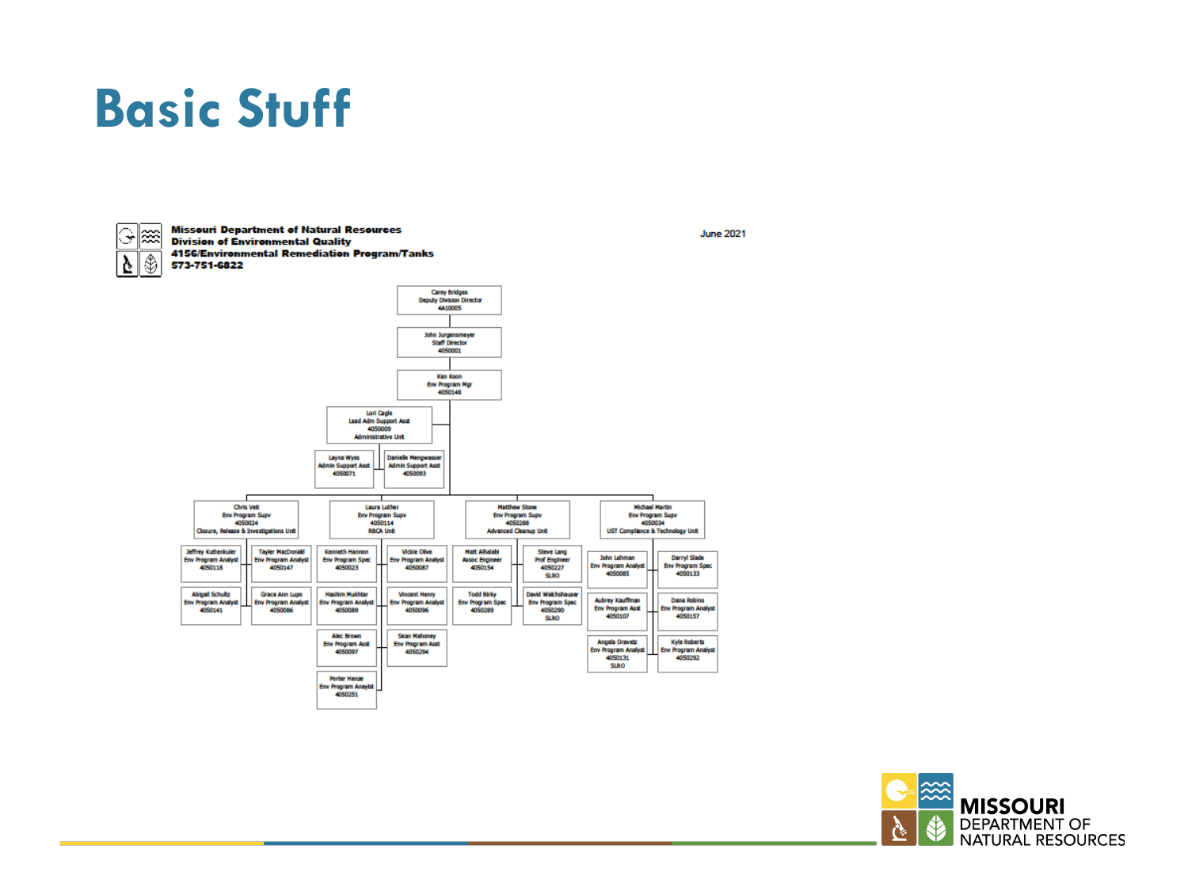# Basic Stuff

**Missouri Department of Natural Resources**
**Division of Environmental Quality**
**4156/Environmental Remediation Program/Tanks**
**573-751-6822**

June 2021

- Carey Bridges, Deputy Division Director, 4A10005
  - John Jurgensmeyer, Staff Director, 4050001
    - Ken Koon, Env Program Mgr, 4050148
      - Lori Cagle, Lead Adm Support Asst, 4050009, Administrative Unit
        - Layna Wyss, Admin Support Asst, 4050071
        - Danielle Mengwasser, Admin Support Asst, 4050093
      - Chris Veit, Env Program Supv, 4050024, Closure, Release & Investigations Unit
        - Jeffrey Kuttenkuler, Env Program Analyst, 4050118
        - Tayler MacDonald, Env Program Analyst, 4050147
        - Abigail Schultz, Env Program Analyst, 4050141
        - Grace Ann Lupo, Env Program Analyst, 4050086
      - Laura Luther, Env Program Supv, 4050114, RBCA Unit
        - Kenneth Hannon, Env Program Spec, 4050023
        - Vickie Olive, Env Program Analyst, 4050087
        - Hashim Mukhtar, Env Program Analyst, 4050089
        - Vincent Henry, Env Program Analyst, 4050096
        - Alec Brown, Env Program Asst, 4050097
        - Sean Mahoney, Env Program Asst, 4050294
        - Porter Henze, Env Program Analyst, 4050251
      - Matthew Stone, Env Program Supv, 4050288, Advanced Cleanup Unit
        - Matt Alhalabi, Assoc Engineer, 4050154
        - Steve Lang, Prof Engineer, 4050227, SLRO
        - Todd Birky, Env Program Spec, 4050289
        - David Walchshauser, Env Program Spec, 4050290, SLRO
      - Michael Martin, Env Program Supv, 4050034, UST Compliance & Technology Unit
        - John Lehman, Env Program Analyst, 4050085
        - Darryl Slade, Env Program Spec, 4050133
        - Aubrey Kauffman, Env Program Asst, 4050107
        - Dana Robins, Env Program Analyst, 4050157
        - Angela Oravetz, Env Program Analyst, 4050131, SLRO
        - Kyle Roberts, Env Program Analyst, 4050292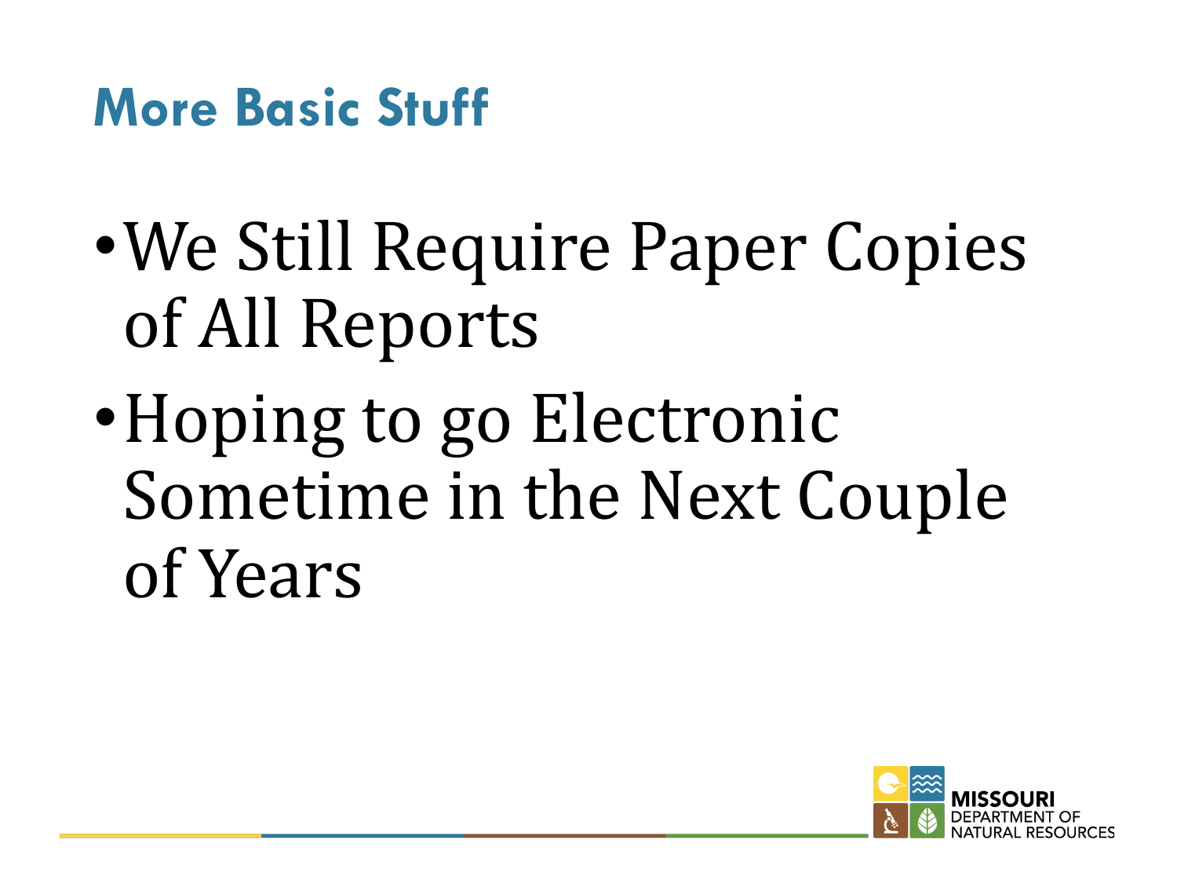# More Basic Stuff

- We Still Require Paper Copies of All Reports
- Hoping to go Electronic Sometime in the Next Couple of Years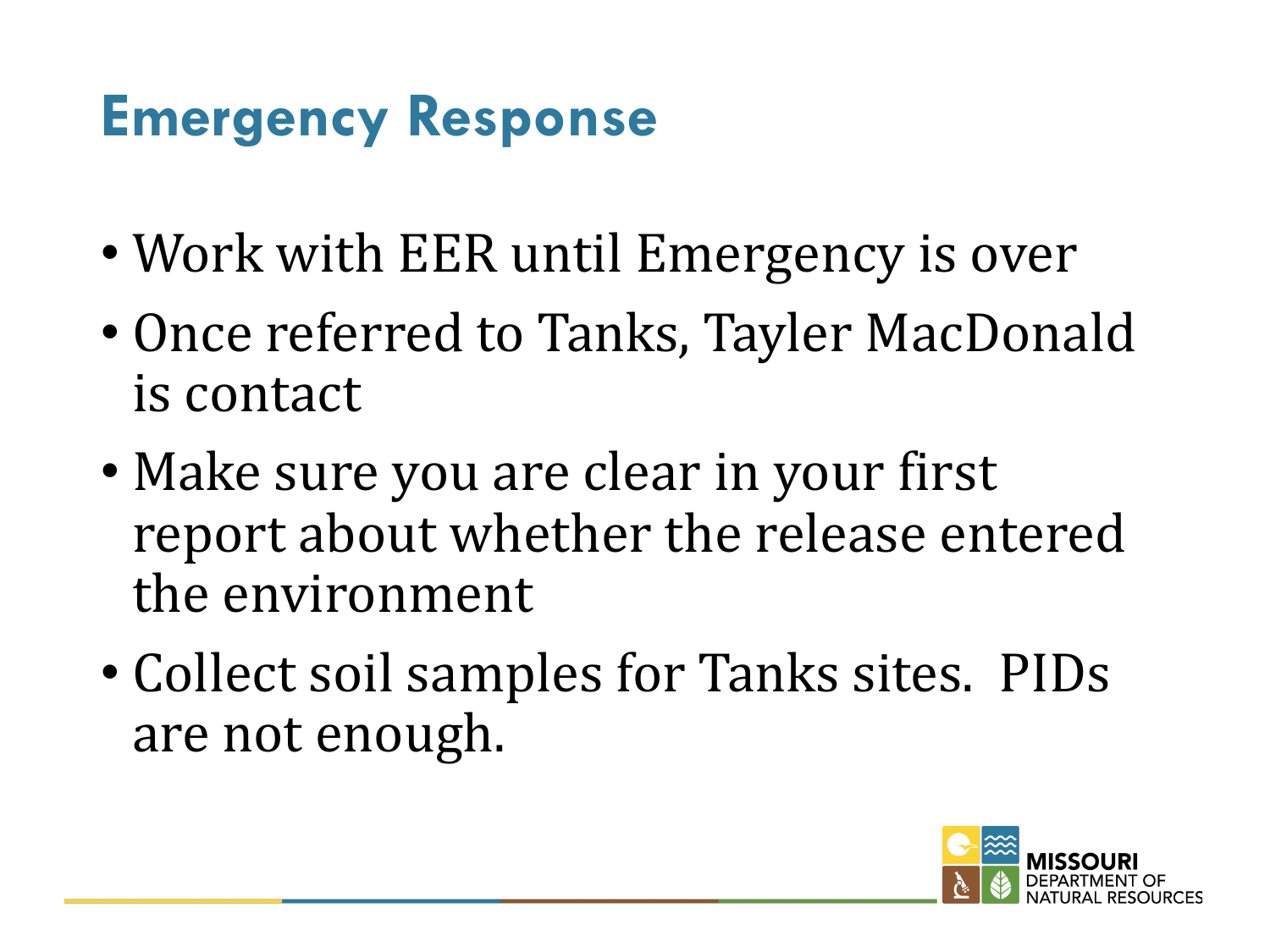# Emergency Response

- Work with EER until Emergency is over
- Once referred to Tanks, Tayler MacDonald is contact
- Make sure you are clear in your first report about whether the release entered the environment
- Collect soil samples for Tanks sites. PIDs are not enough.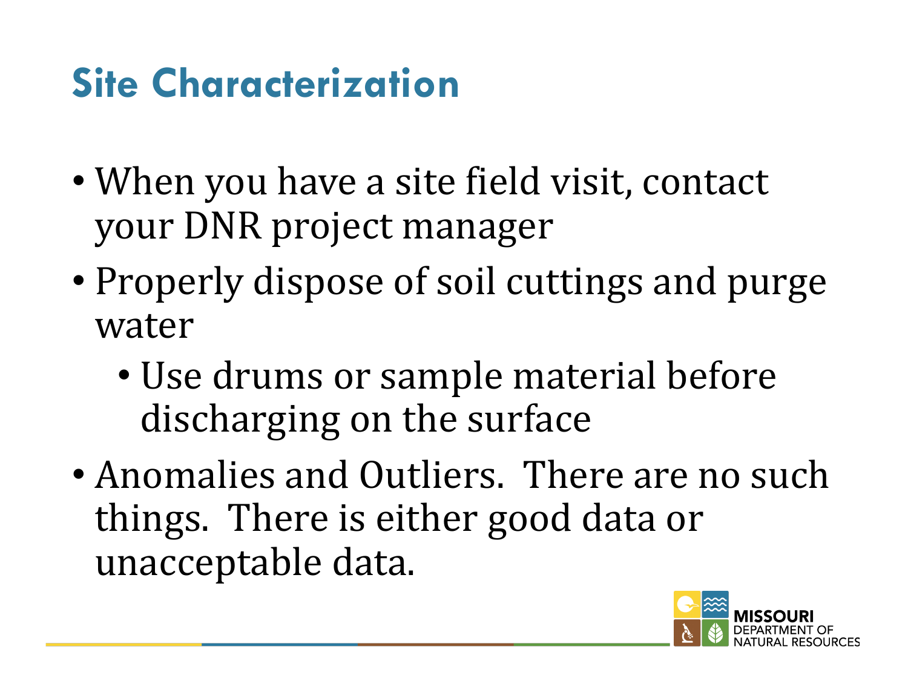# Site Characterization

- When you have a site field visit, contact your DNR project manager
- Properly dispose of soil cuttings and purge water
  - Use drums or sample material before discharging on the surface
- Anomalies and Outliers.  There are no such things.  There is either good data or unacceptable data.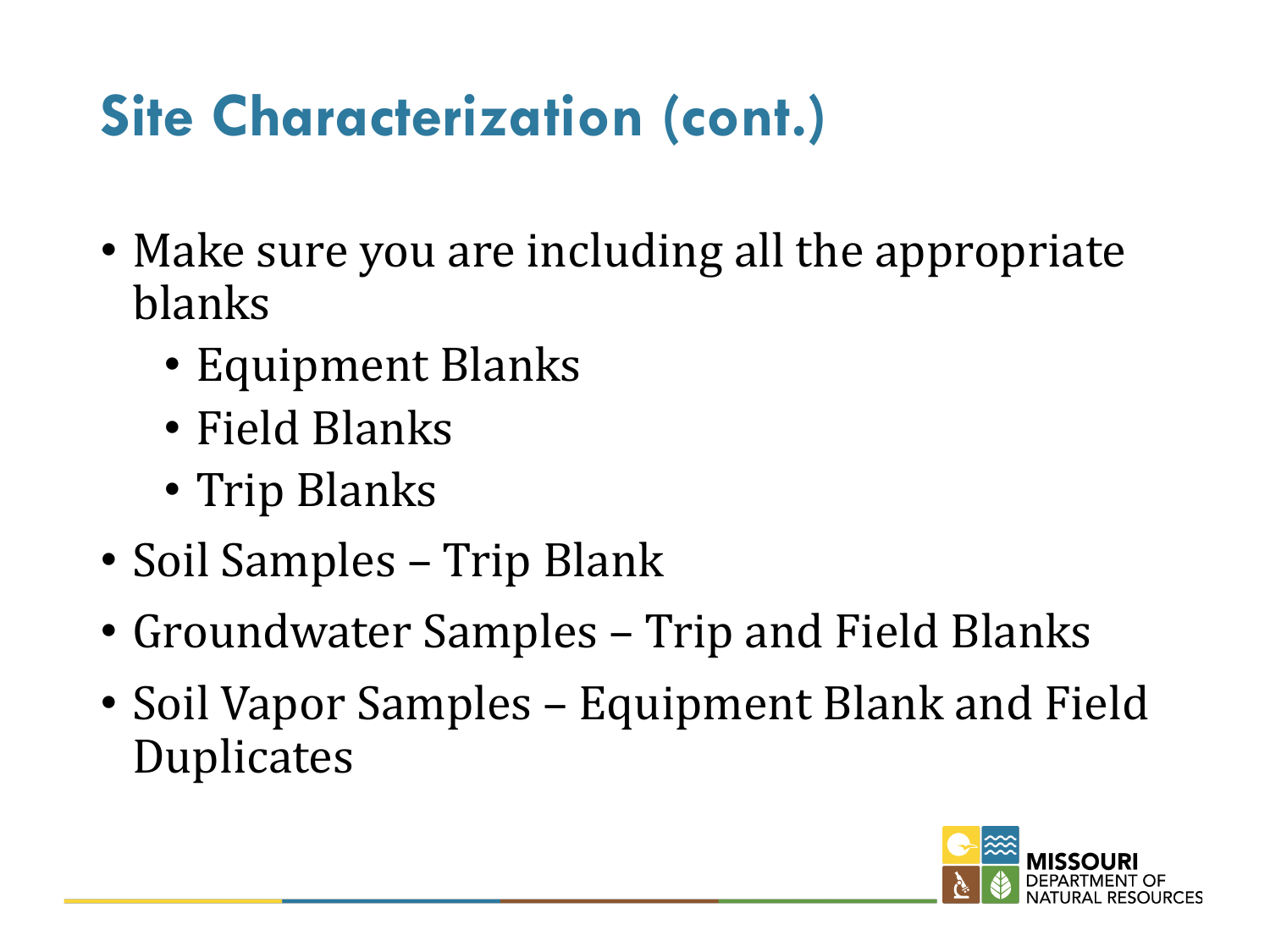# Site Characterization (cont.)

- Make sure you are including all the appropriate blanks
  - Equipment Blanks
  - Field Blanks
  - Trip Blanks
- Soil Samples – Trip Blank
- Groundwater Samples – Trip and Field Blanks
- Soil Vapor Samples – Equipment Blank and Field Duplicates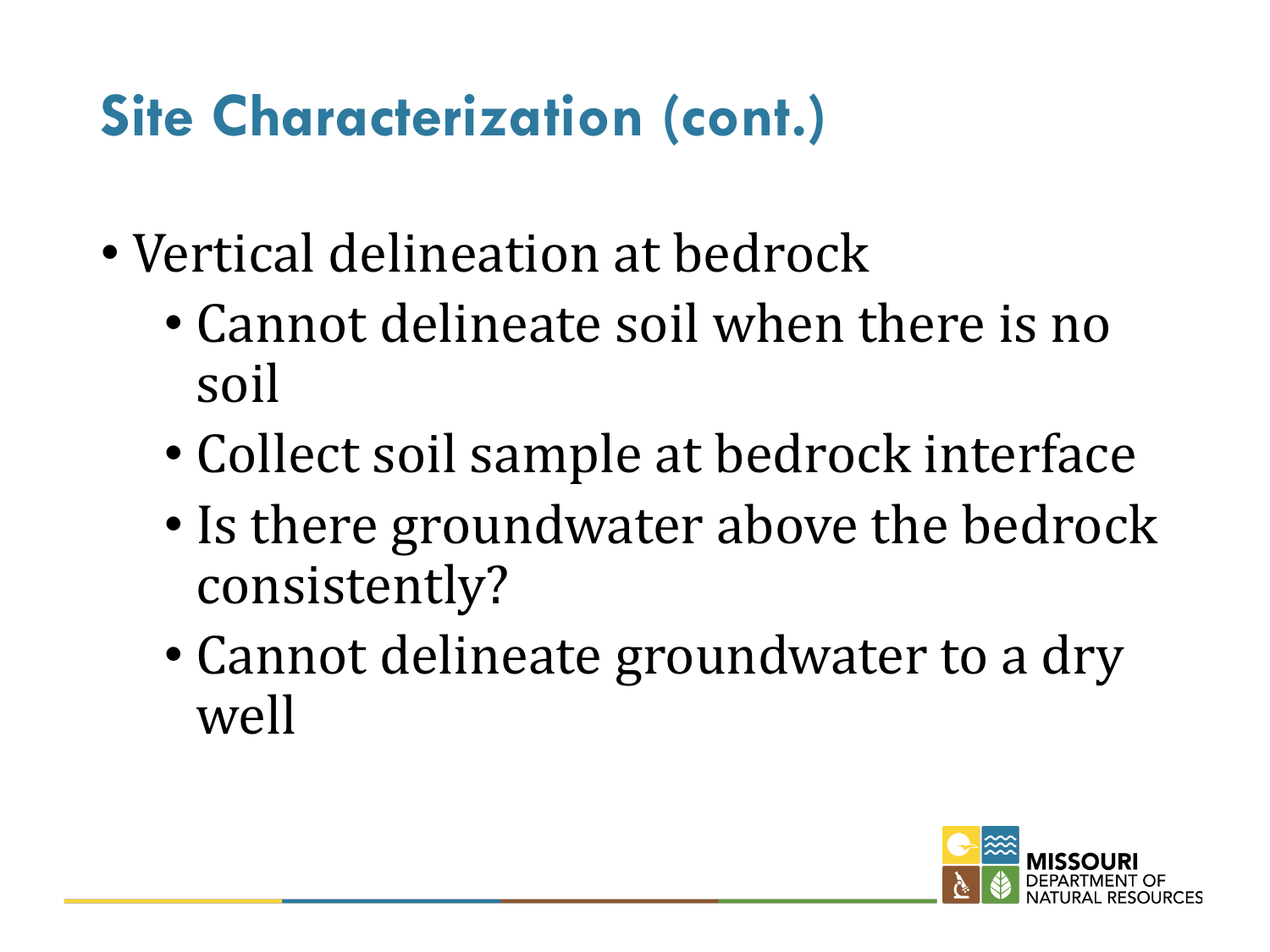# Site Characterization (cont.)

- Vertical delineation at bedrock
  - Cannot delineate soil when there is no soil
  - Collect soil sample at bedrock interface
  - Is there groundwater above the bedrock consistently?
  - Cannot delineate groundwater to a dry well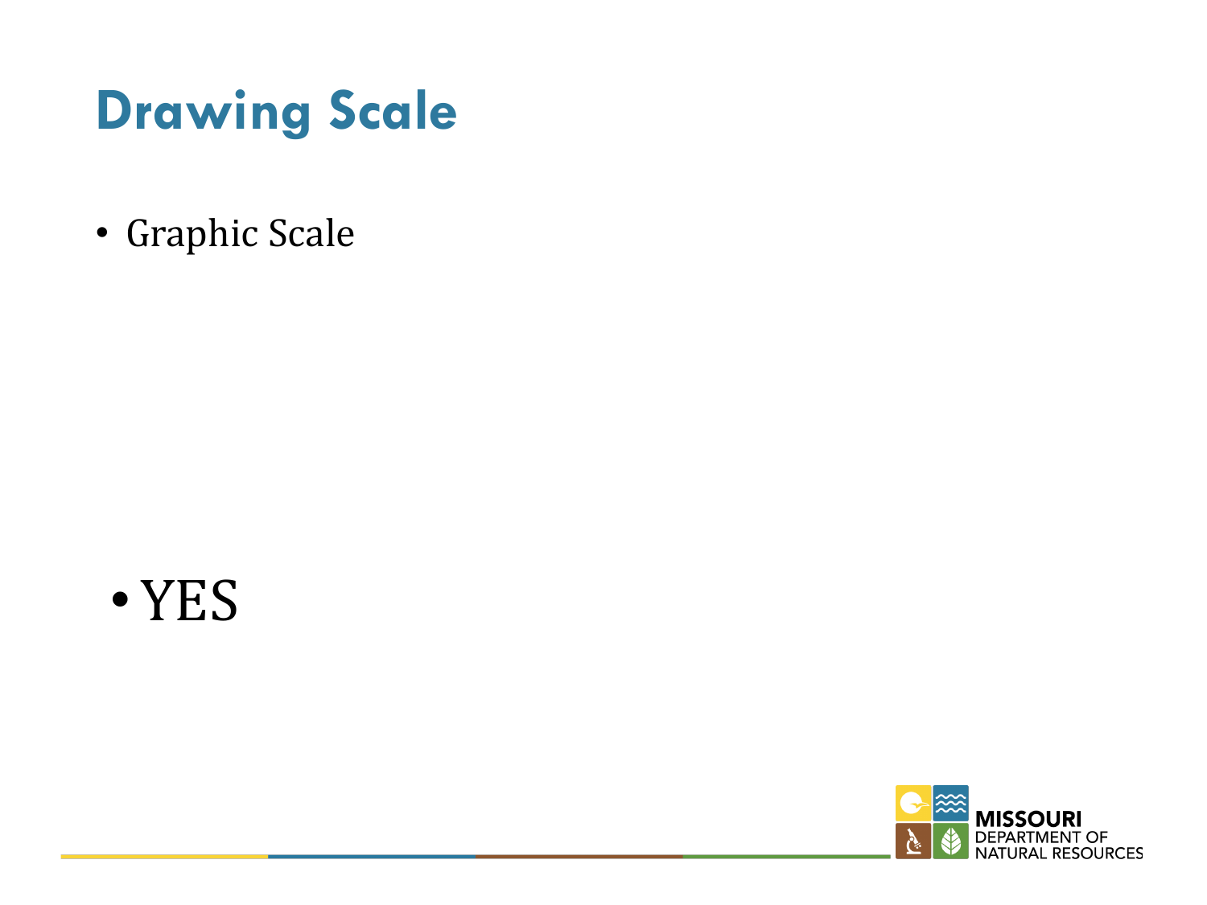# Drawing Scale

- Graphic Scale

- YES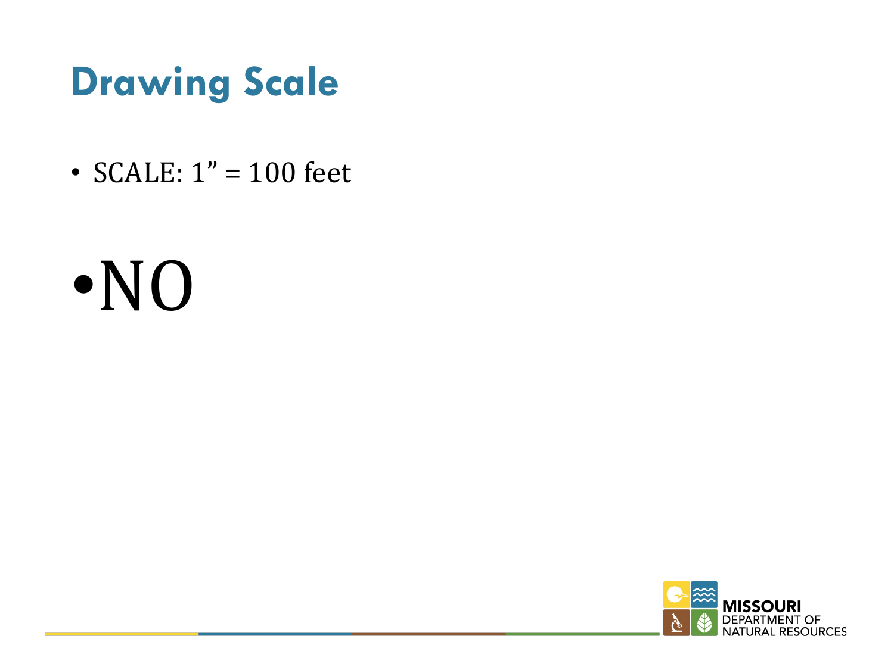# Drawing Scale

- SCALE: 1” = 100 feet

- NO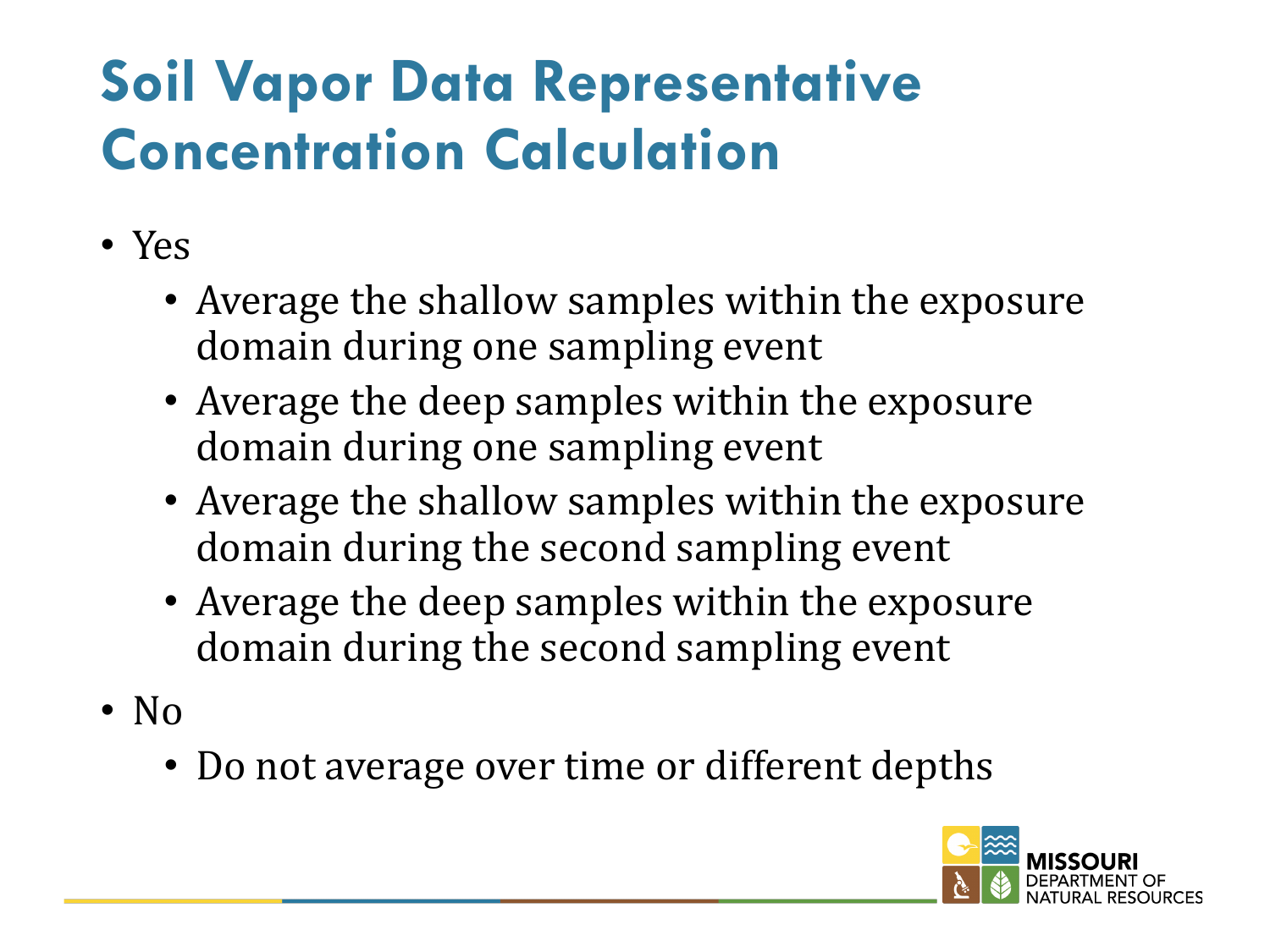# Soil Vapor Data Representative Concentration Calculation

- Yes
  - Average the shallow samples within the exposure domain during one sampling event
  - Average the deep samples within the exposure domain during one sampling event
  - Average the shallow samples within the exposure domain during the second sampling event
  - Average the deep samples within the exposure domain during the second sampling event
- No
  - Do not average over time or different depths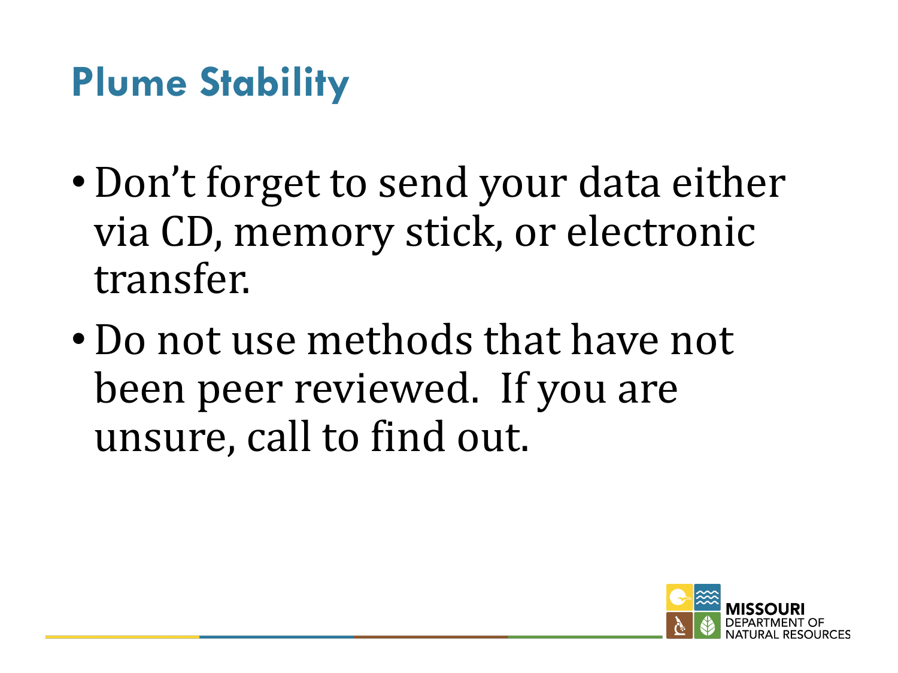# Plume Stability

- Don’t forget to send your data either via CD, memory stick, or electronic transfer.
- Do not use methods that have not been peer reviewed.  If you are unsure, call to find out.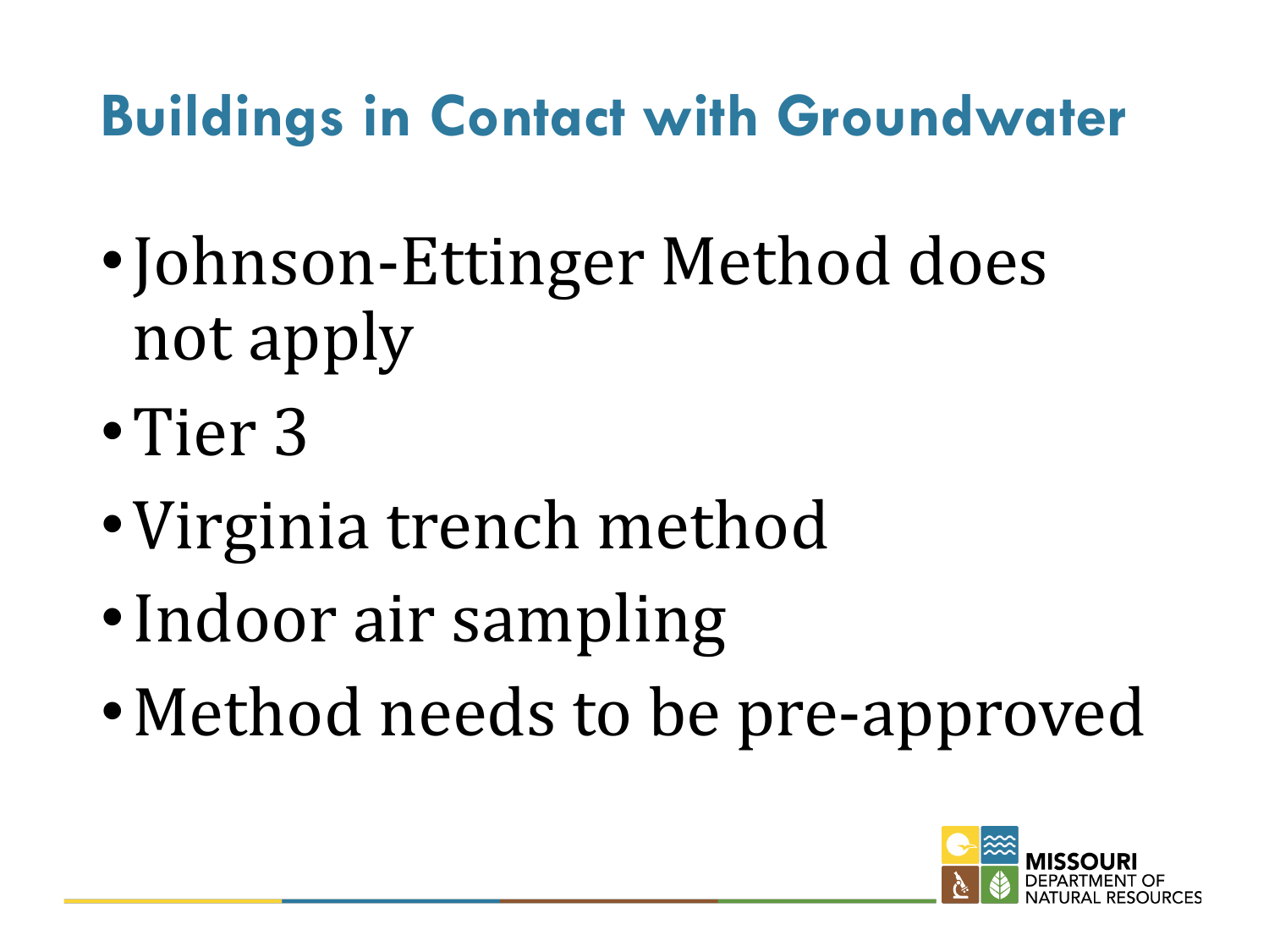# Buildings in Contact with Groundwater

- Johnson-Ettinger Method does not apply
- Tier 3
- Virginia trench method
- Indoor air sampling
- Method needs to be pre-approved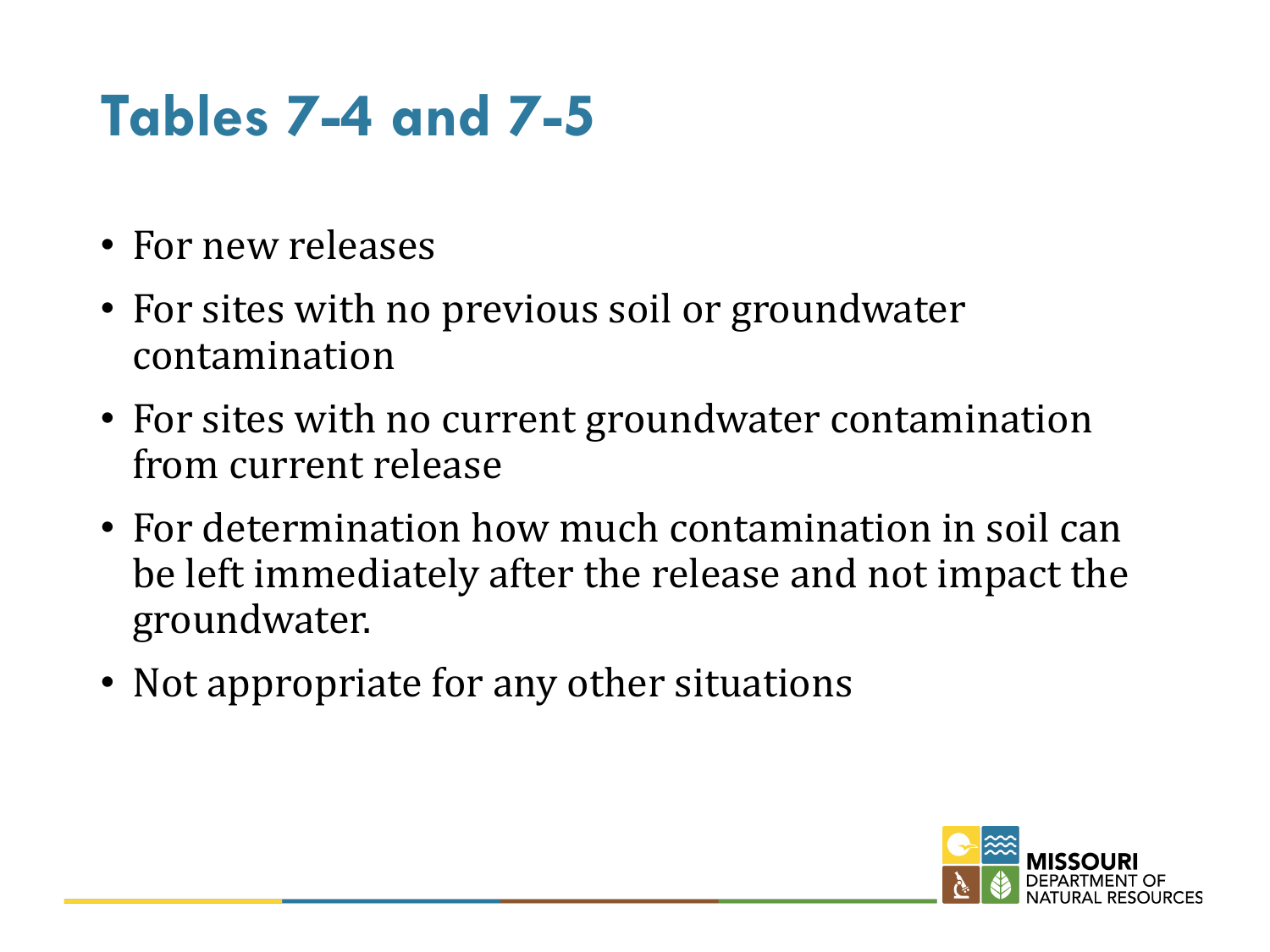# Tables 7-4 and 7-5

- For new releases
- For sites with no previous soil or groundwater contamination
- For sites with no current groundwater contamination from current release
- For determination how much contamination in soil can be left immediately after the release and not impact the groundwater.
- Not appropriate for any other situations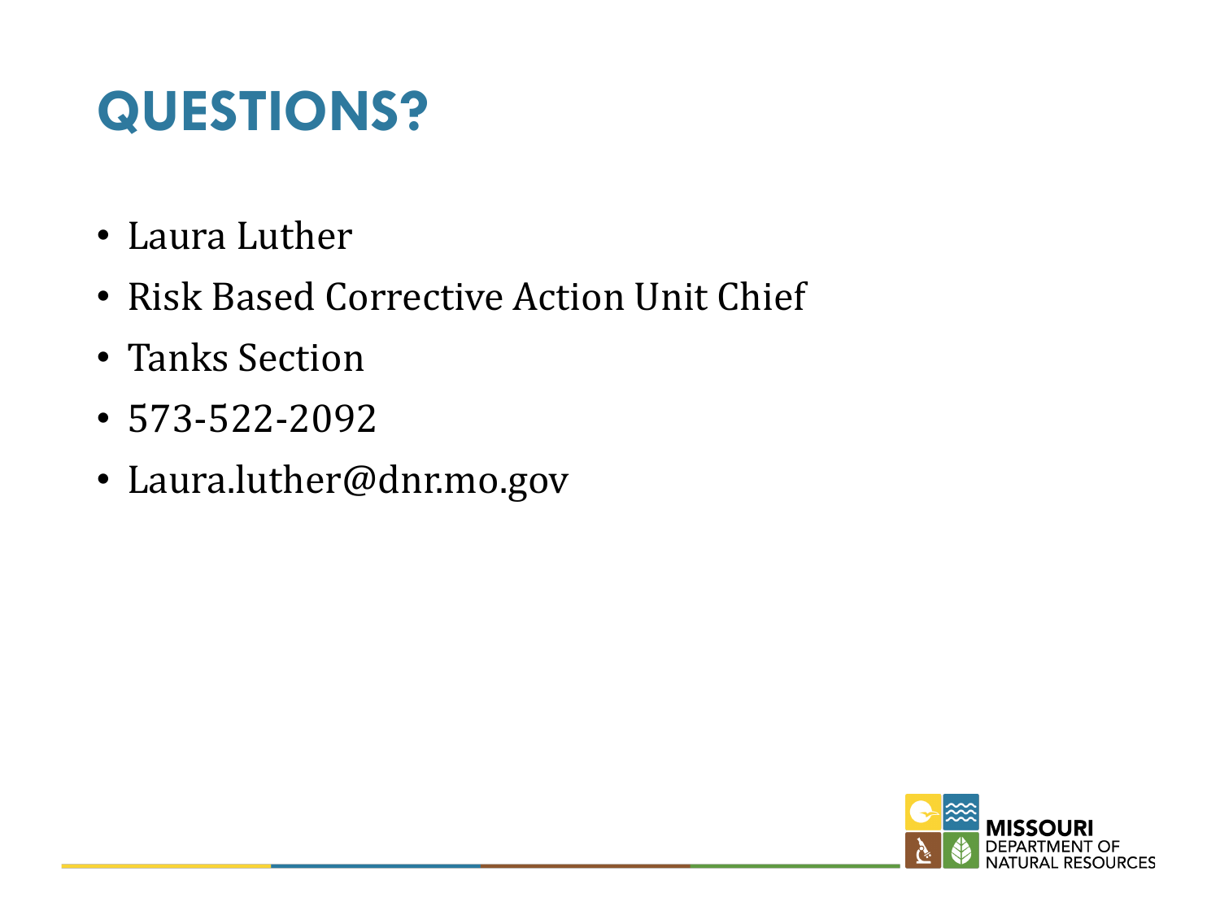# QUESTIONS?

- Laura Luther
- Risk Based Corrective Action Unit Chief
- Tanks Section
- 573-522-2092
- Laura.luther@dnr.mo.gov

MISSOURI
DEPARTMENT OF
NATURAL RESOURCES